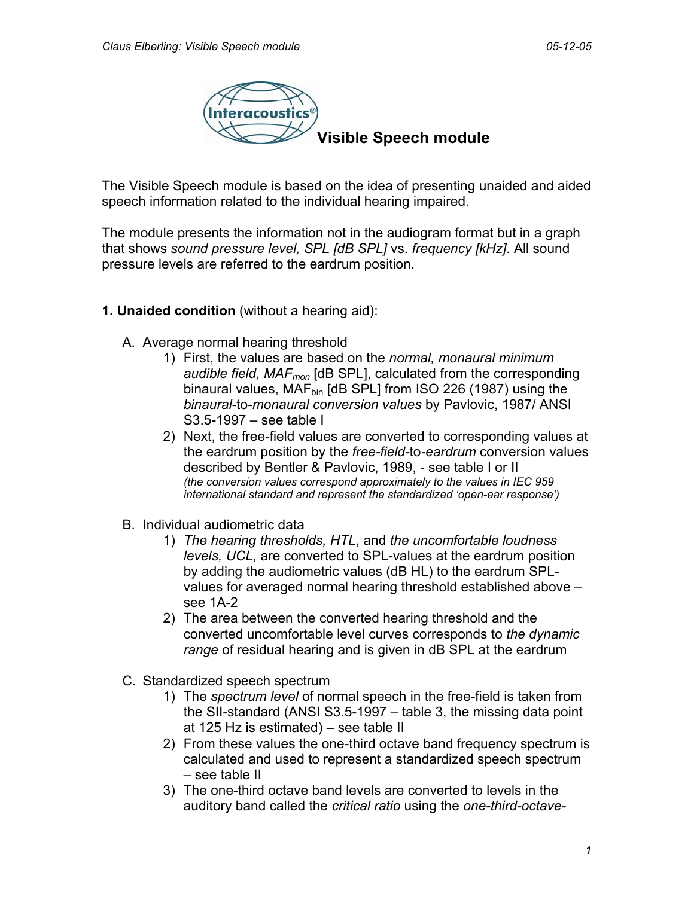# Visible Speech module

The Visible Speech module is based on the idea of presenting unaided and aided speech information related to the individual hearing impaired.

The module presents the information not in the audiogram format but in a graph that shows *sound pressure level, SPL [dB SPL]* vs. *frequency [kHz]*. All sound pressure levels are referred to the eardrum position.

**1. Unaided condition** (without a hearing aid):

A. Average normal hearing threshold

1) First, the values are based on the *normal, monaural minimum audible field, $MAF_{mon}$* [dB SPL], calculated from the corresponding binaural values, $MAF_{bin}$ [dB SPL] from ISO 226 (1987) using the *binaural*-to-*monaural conversion values* by Pavlovic, 1987/ ANSI S3.5-1997 – see table I
2) Next, the free-field values are converted to corresponding values at the eardrum position by the *free-field*-to-*eardrum* conversion values described by Bentler & Pavlovic, 1989, - see table I or II
*(the conversion values correspond approximately to the values in IEC 959 international standard and represent the standardized 'open-ear response')*

B. Individual audiometric data

1) *The hearing thresholds, HTL*, and *the uncomfortable loudness levels, UCL,* are converted to SPL-values at the eardrum position by adding the audiometric values (dB HL) to the eardrum SPL-values for averaged normal hearing threshold established above – see 1A-2
2) The area between the converted hearing threshold and the converted uncomfortable level curves corresponds to *the dynamic range* of residual hearing and is given in dB SPL at the eardrum

C. Standardized speech spectrum

1) The *spectrum level* of normal speech in the free-field is taken from the SII-standard (ANSI S3.5-1997 – table 3, the missing data point at 125 Hz is estimated) – see table II
2) From these values the one-third octave band frequency spectrum is calculated and used to represent a standardized speech spectrum – see table II
3) The one-third octave band levels are converted to levels in the auditory band called the *critical ratio* using the *one-third-octave-*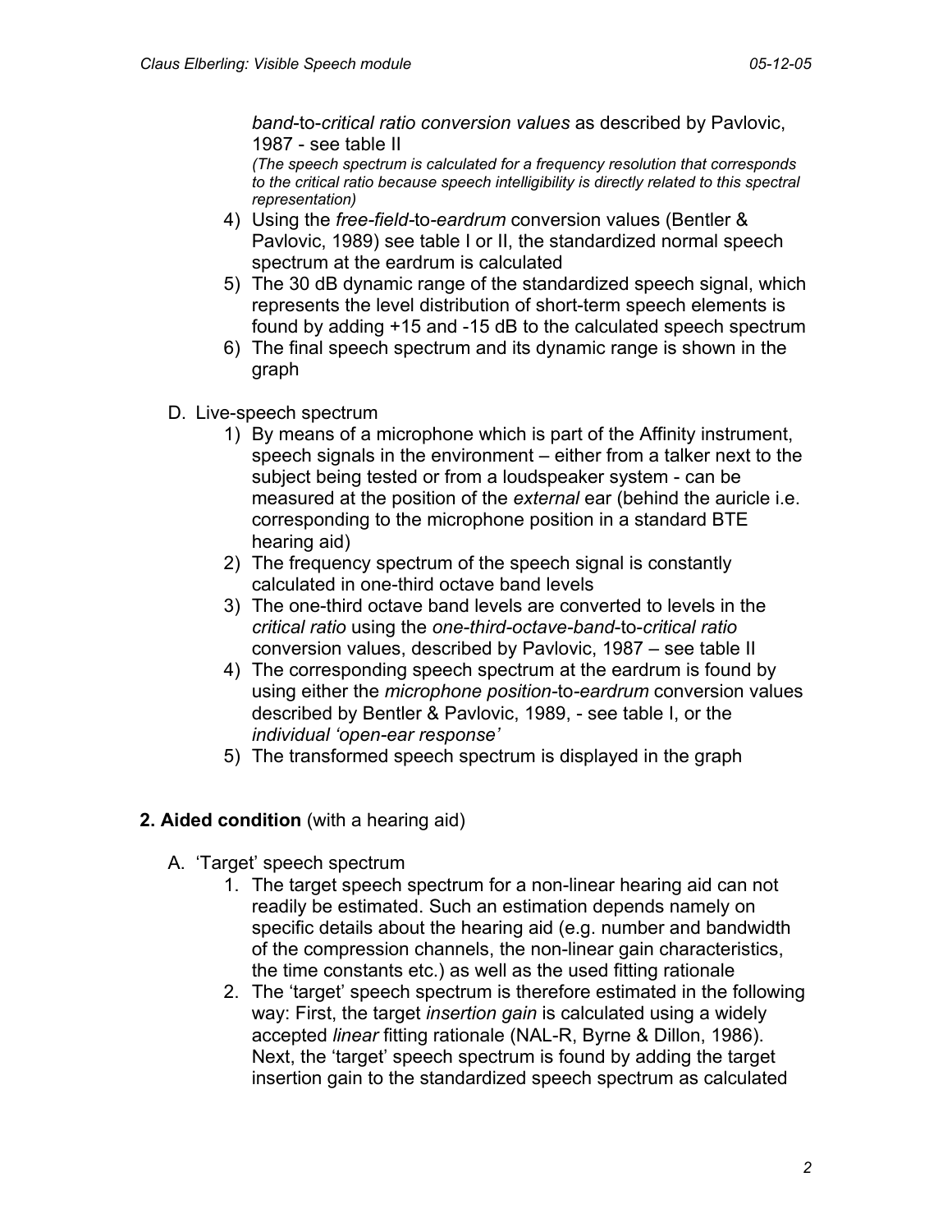*band*-to-*critical ratio conversion values* as described by Pavlovic, 1987 - see table II
*(The speech spectrum is calculated for a frequency resolution that corresponds to the critical ratio because speech intelligibility is directly related to this spectral representation)*

4) Using the *free-field*-to-*eardrum* conversion values (Bentler & Pavlovic, 1989) see table I or II, the standardized normal speech spectrum at the eardrum is calculated
5) The 30 dB dynamic range of the standardized speech signal, which represents the level distribution of short-term speech elements is found by adding +15 and -15 dB to the calculated speech spectrum
6) The final speech spectrum and its dynamic range is shown in the graph

D. Live-speech spectrum

1) By means of a microphone which is part of the Affinity instrument, speech signals in the environment – either from a talker next to the subject being tested or from a loudspeaker system - can be measured at the position of the *external* ear (behind the auricle i.e. corresponding to the microphone position in a standard BTE hearing aid)
2) The frequency spectrum of the speech signal is constantly calculated in one-third octave band levels
3) The one-third octave band levels are converted to levels in the *critical ratio* using the *one-third-octave-band*-to-*critical ratio* conversion values, described by Pavlovic, 1987 – see table II
4) The corresponding speech spectrum at the eardrum is found by using either the *microphone position*-to-*eardrum* conversion values described by Bentler & Pavlovic, 1989, - see table I, or the *individual 'open-ear response'*
5) The transformed speech spectrum is displayed in the graph

**2. Aided condition** (with a hearing aid)

A. 'Target' speech spectrum

1. The target speech spectrum for a non-linear hearing aid can not readily be estimated. Such an estimation depends namely on specific details about the hearing aid (e.g. number and bandwidth of the compression channels, the non-linear gain characteristics, the time constants etc.) as well as the used fitting rationale
2. The 'target' speech spectrum is therefore estimated in the following way: First, the target *insertion gain* is calculated using a widely accepted *linear* fitting rationale (NAL-R, Byrne & Dillon, 1986). Next, the 'target' speech spectrum is found by adding the target insertion gain to the standardized speech spectrum as calculated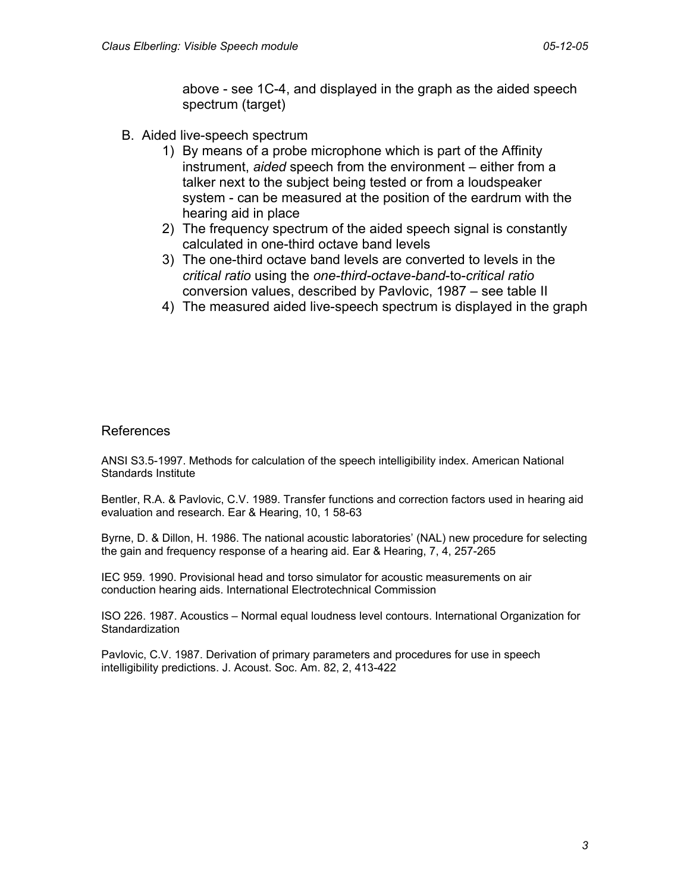above - see 1C-4, and displayed in the graph as the aided speech spectrum (target)

B. Aided live-speech spectrum
   1) By means of a probe microphone which is part of the Affinity instrument, *aided* speech from the environment – either from a talker next to the subject being tested or from a loudspeaker system - can be measured at the position of the eardrum with the hearing aid in place
   2) The frequency spectrum of the aided speech signal is constantly calculated in one-third octave band levels
   3) The one-third octave band levels are converted to levels in the *critical ratio* using the *one-third-octave-band*-to-*critical ratio* conversion values, described by Pavlovic, 1987 – see table II
   4) The measured aided live-speech spectrum is displayed in the graph

## References

ANSI S3.5-1997. Methods for calculation of the speech intelligibility index. American National Standards Institute

Bentler, R.A. & Pavlovic, C.V. 1989. Transfer functions and correction factors used in hearing aid evaluation and research. Ear & Hearing, 10, 1 58-63

Byrne, D. & Dillon, H. 1986. The national acoustic laboratories' (NAL) new procedure for selecting the gain and frequency response of a hearing aid. Ear & Hearing, 7, 4, 257-265

IEC 959. 1990. Provisional head and torso simulator for acoustic measurements on air conduction hearing aids. International Electrotechnical Commission

ISO 226. 1987. Acoustics – Normal equal loudness level contours. International Organization for Standardization

Pavlovic, C.V. 1987. Derivation of primary parameters and procedures for use in speech intelligibility predictions. J. Acoust. Soc. Am. 82, 2, 413-422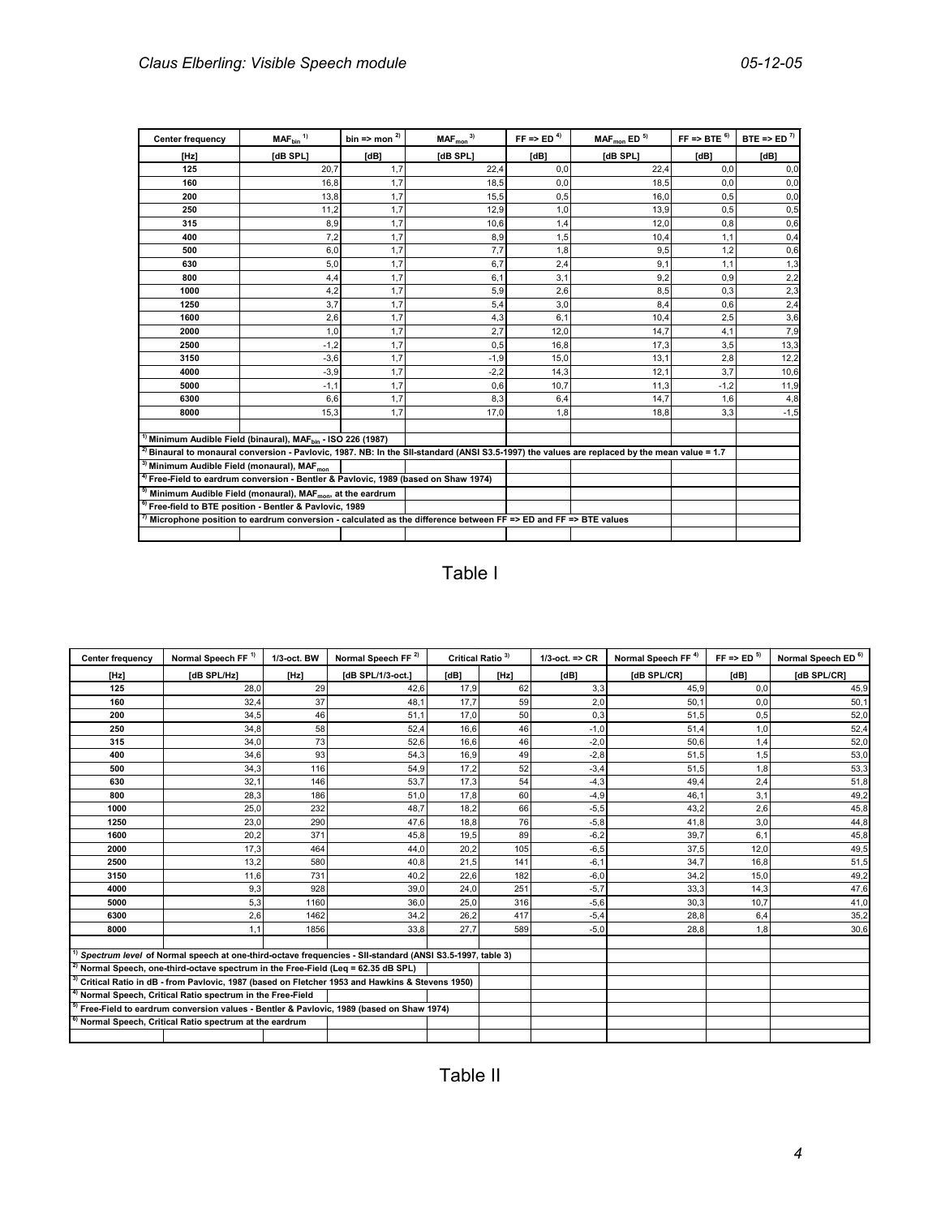| Center frequency | $MAF_{bin}$ [1] | bin => mon [2] | $MAF_{mon}$ [3] | FF => ED [4] | $MAF_{mon}$ ED [5] | FF => BTE [6] | BTE => ED [7] |
|---|---|---|---|---|---|---|---|
| [Hz] | [dB SPL] | [dB] | [dB SPL] | [dB] | [dB SPL] | [dB] | [dB] |
| 125 | 20,7 | 1,7 | 22,4 | 0,0 | 22,4 | 0,0 | 0,0 |
| 160 | 16,8 | 1,7 | 18,5 | 0,0 | 18,5 | 0,0 | 0,0 |
| 200 | 13,8 | 1,7 | 15,5 | 0,5 | 16,0 | 0,5 | 0,0 |
| 250 | 11,2 | 1,7 | 12,9 | 1,0 | 13,9 | 0,5 | 0,5 |
| 315 | 8,9 | 1,7 | 10,6 | 1,4 | 12,0 | 0,8 | 0,6 |
| 400 | 7,2 | 1,7 | 8,9 | 1,5 | 10,4 | 1,1 | 0,4 |
| 500 | 6,0 | 1,7 | 7,7 | 1,8 | 9,5 | 1,2 | 0,6 |
| 630 | 5,0 | 1,7 | 6,7 | 2,4 | 9,1 | 1,1 | 1,3 |
| 800 | 4,4 | 1,7 | 6,1 | 3,1 | 9,2 | 0,9 | 2,2 |
| 1000 | 4,2 | 1,7 | 5,9 | 2,6 | 8,5 | 0,3 | 2,3 |
| 1250 | 3,7 | 1,7 | 5,4 | 3,0 | 8,4 | 0,6 | 2,4 |
| 1600 | 2,6 | 1,7 | 4,3 | 6,1 | 10,4 | 2,5 | 3,6 |
| 2000 | 1,0 | 1,7 | 2,7 | 12,0 | 14,7 | 4,1 | 7,9 |
| 2500 | -1,2 | 1,7 | 0,5 | 16,8 | 17,3 | 3,5 | 13,3 |
| 3150 | -3,6 | 1,7 | -1,9 | 15,0 | 13,1 | 2,8 | 12,2 |
| 4000 | -3,9 | 1,7 | -2,2 | 14,3 | 12,1 | 3,7 | 10,6 |
| 5000 | -1,1 | 1,7 | 0,6 | 10,7 | 11,3 | -1,2 | 11,9 |
| 6300 | 6,6 | 1,7 | 8,3 | 6,4 | 14,7 | 1,6 | 4,8 |
| 8000 | 15,3 | 1,7 | 17,0 | 1,8 | 18,8 | 3,3 | -1,5 |

[1] Minimum Audible Field (binaural), $MAF_{bin}$ - ISO 226 (1987)

[2] Binaural to monaural conversion - Pavlovic, 1987. NB: In the SII-standard (ANSI S3.5-1997) the values are replaced by the mean value = 1.7

[3] Minimum Audible Field (monaural), $MAF_{mon}$

[4] Free-Field to eardrum conversion - Bentler & Pavlovic, 1989 (based on Shaw 1974)

[5] Minimum Audible Field (monaural), $MAF_{mon}$, at the eardrum

[6] Free-field to BTE position - Bentler & Pavlovic, 1989

[7] Microphone position to eardrum conversion - calculated as the difference between FF => ED and FF => BTE values

Table I

| Center frequency | Normal Speech FF [1] | 1/3-oct. BW | Normal Speech FF [2] | Critical Ratio [3] | | 1/3-oct. => CR | Normal Speech FF [4] | FF => ED [5] | Normal Speech ED [6] |
|---|---|---|---|---|---|---|---|---|---|
| [Hz] | [dB SPL/Hz] | [Hz] | [dB SPL/1/3-oct.] | [dB] | [Hz] | [dB] | [dB SPL/CR] | [dB] | [dB SPL/CR] |
| 125 | 28,0 | 29 | 42,6 | 17,9 | 62 | 3,3 | 45,9 | 0,0 | 45,9 |
| 160 | 32,4 | 37 | 48,1 | 17,7 | 59 | 2,0 | 50,1 | 0,0 | 50,1 |
| 200 | 34,5 | 46 | 51,1 | 17,0 | 50 | 0,3 | 51,5 | 0,5 | 52,0 |
| 250 | 34,8 | 58 | 52,4 | 16,6 | 46 | -1,0 | 51,4 | 1,0 | 52,4 |
| 315 | 34,0 | 73 | 52,6 | 16,6 | 46 | -2,0 | 50,6 | 1,4 | 52,0 |
| 400 | 34,6 | 93 | 54,3 | 16,9 | 49 | -2,8 | 51,5 | 1,5 | 53,0 |
| 500 | 34,3 | 116 | 54,9 | 17,2 | 52 | -3,4 | 51,5 | 1,8 | 53,3 |
| 630 | 32,1 | 146 | 53,7 | 17,3 | 54 | -4,3 | 49,4 | 2,4 | 51,8 |
| 800 | 28,3 | 186 | 51,0 | 17,8 | 60 | -4,9 | 46,1 | 3,1 | 49,2 |
| 1000 | 25,0 | 232 | 48,7 | 18,2 | 66 | -5,5 | 43,2 | 2,6 | 45,8 |
| 1250 | 23,0 | 290 | 47,6 | 18,8 | 76 | -5,8 | 41,8 | 3,0 | 44,8 |
| 1600 | 20,2 | 371 | 45,8 | 19,5 | 89 | -6,2 | 39,7 | 6,1 | 45,8 |
| 2000 | 17,3 | 464 | 44,0 | 20,2 | 105 | -6,5 | 37,5 | 12,0 | 49,5 |
| 2500 | 13,2 | 580 | 40,8 | 21,5 | 141 | -6,1 | 34,7 | 16,8 | 51,5 |
| 3150 | 11,6 | 731 | 40,2 | 22,6 | 182 | -6,0 | 34,2 | 15,0 | 49,2 |
| 4000 | 9,3 | 928 | 39,0 | 24,0 | 251 | -5,7 | 33,3 | 14,3 | 47,6 |
| 5000 | 5,3 | 1160 | 36,0 | 25,0 | 316 | -5,6 | 30,3 | 10,7 | 41,0 |
| 6300 | 2,6 | 1462 | 34,2 | 26,2 | 417 | -5,4 | 28,8 | 6,4 | 35,2 |
| 8000 | 1,1 | 1856 | 33,8 | 27,7 | 589 | -5,0 | 28,8 | 1,8 | 30,6 |

[1] *Spectrum level* of Normal speech at one-third-octave frequencies - SII-standard (ANSI S3.5-1997, table 3)

[2] Normal Speech, one-third-octave spectrum in the Free-Field (Leq = 62.35 dB SPL)

[3] Critical Ratio in dB - from Pavlovic, 1987 (based on Fletcher 1953 and Hawkins & Stevens 1950)

[4] Normal Speech, Critical Ratio spectrum in the Free-Field

[5] Free-Field to eardrum conversion values - Bentler & Pavlovic, 1989 (based on Shaw 1974)

[6] Normal Speech, Critical Ratio spectrum at the eardrum

Table II